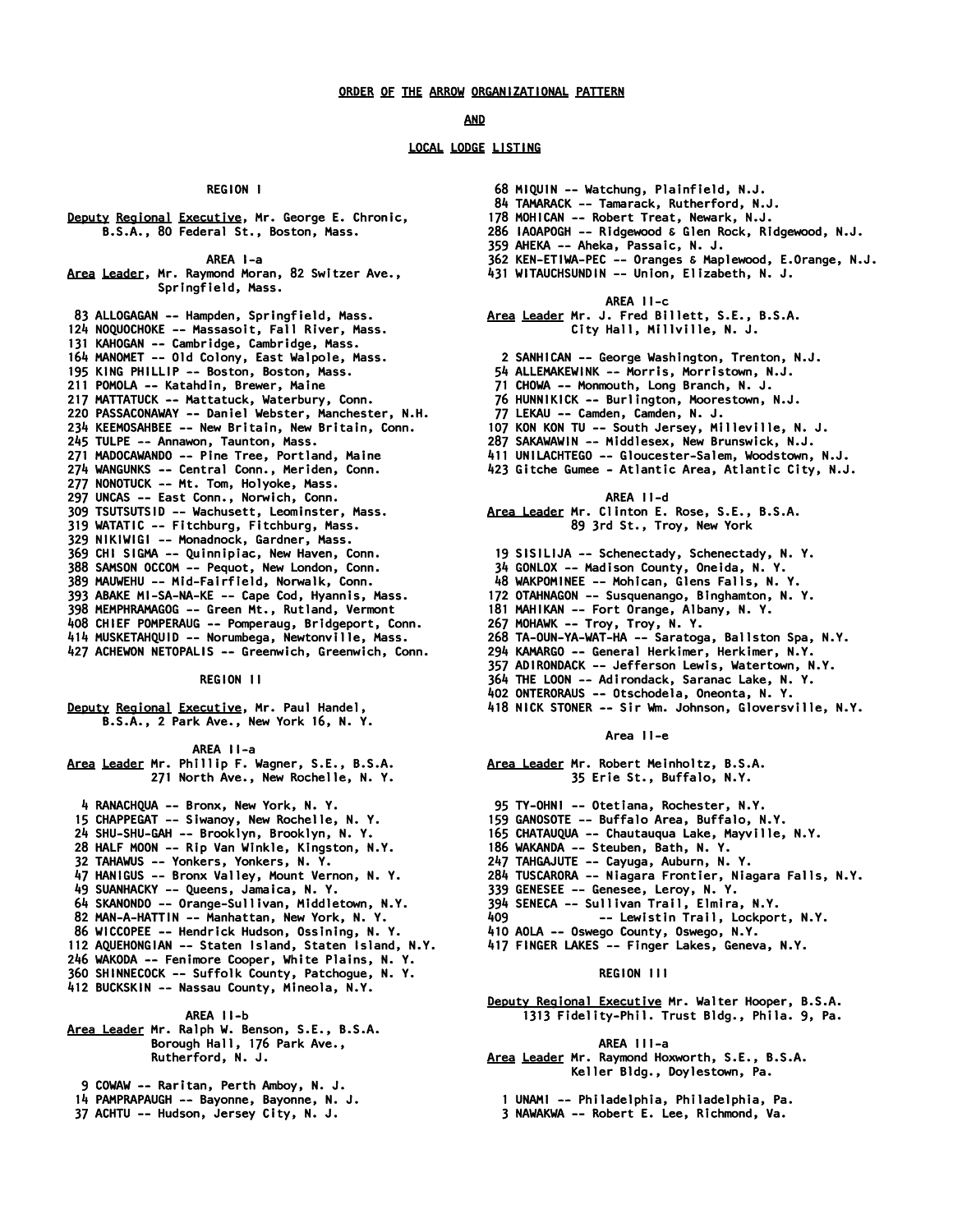# ORDER OF THE ARROW ORGANIZATIONAL PATTERN

## AND

## LOCAL LODGE LISTING

### REGION I

Deputy Regional Executive, Mr. George E. Chronic, B.S.A., 80 Federal St., Boston, Mass.

#### AREA I-a

Area Leader, Mr. Raymond Moran, 82 Switzer Ave., Springfield, Mass.

83 ALLOGAGAN -- Hampden, Springfield, Mass.
124 NOQUOCHOKE -- Massasoit, Fall River, Mass.
131 KAHOGAN -- Cambridge, Cambridge, Mass.
164 MANOMET -- Old Colony, East Walpole, Mass.
195 KING PHILLIP -- Boston, Boston, Mass.
211 POMOLA -- Katahdin, Brewer, Maine
217 MATTATUCK -- Mattatuck, Waterbury, Conn.
220 PASSACONAWAY -- Daniel Webster, Manchester, N.H.
234 KEEMOSAHBEE -- New Britain, New Britain, Conn.
245 TULPE -- Annawon, Taunton, Mass.
271 MADOCAWANDO -- Pine Tree, Portland, Maine
274 WANGUNKS -- Central Conn., Meriden, Conn.
277 NONOTUCK -- Mt. Tom, Holyoke, Mass.
297 UNCAS -- East Conn., Norwich, Conn.
309 TSUTSUTSID -- Wachusett, Leominster, Mass.
319 WATATIC -- Fitchburg, Fitchburg, Mass.
329 NIKIWIGI -- Monadnock, Gardner, Mass.
369 CHI SIGMA -- Quinnipiac, New Haven, Conn.
388 SAMSON OCCOM -- Pequot, New London, Conn.
389 MAUWEHU -- Mid-Fairfield, Norwalk, Conn.
393 ABAKE MI-SA-NA-KE -- Cape Cod, Hyannis, Mass.
398 MEMPHRAMAGOG -- Green Mt., Rutland, Vermont
408 CHIEF POMPERAUG -- Pomperaug, Bridgeport, Conn.
414 MUSKETAHQUID -- Norumbega, Newtonville, Mass.
427 ACHEWON NETOPALIS -- Greenwich, Greenwich, Conn.

### REGION II

Deputy Regional Executive, Mr. Paul Handel, B.S.A., 2 Park Ave., New York 16, N. Y.

#### AREA II-a

Area Leader Mr. Phillip F. Wagner, S.E., B.S.A. 271 North Ave., New Rochelle, N. Y.

4 RANACHQUA -- Bronx, New York, N. Y.
15 CHAPPEGAT -- Siwanoy, New Rochelle, N. Y.
24 SHU-SHU-GAH -- Brooklyn, Brooklyn, N. Y.
28 HALF MOON -- Rip Van Winkle, Kingston, N.Y.
32 TAHAWUS -- Yonkers, Yonkers, N. Y.
47 HANIGUS -- Bronx Valley, Mount Vernon, N. Y.
49 SUANHACKY -- Queens, Jamaica, N. Y.
64 SKANONDO -- Orange-Sullivan, Middletown, N.Y.
82 MAN-A-HATTIN -- Manhattan, New York, N. Y.
86 WICCOPEE -- Hendrick Hudson, Ossining, N. Y.
112 AQUEHONGIAN -- Staten Island, Staten Island, N.Y.
246 WAKODA -- Fenimore Cooper, White Plains, N. Y.
360 SHINNECOCK -- Suffolk County, Patchogue, N. Y.
412 BUCKSKIN -- Nassau County, Mineola, N.Y.

#### AREA II-b

Area Leader Mr. Ralph W. Benson, S.E., B.S.A. Borough Hall, 176 Park Ave., Rutherford, N. J.

9 COWAW -- Raritan, Perth Amboy, N. J.
14 PAMPRAPAUGH -- Bayonne, Bayonne, N. J.
37 ACHTU -- Hudson, Jersey City, N. J.
68 MIQUIN -- Watchung, Plainfield, N.J.
84 TAMARACK -- Tamarack, Rutherford, N.J.
178 MOHICAN -- Robert Treat, Newark, N.J.
286 IAOAPOGH -- Ridgewood & Glen Rock, Ridgewood, N.J.
359 AHEKA -- Aheka, Passaic, N. J.
362 KEN-ETIWA-PEC -- Oranges & Maplewood, E.Orange, N.J.
431 WITAUCHSUNDIN -- Union, Elizabeth, N. J.

#### AREA II-c

Area Leader Mr. J. Fred Billett, S.E., B.S.A. City Hall, Millville, N. J.

2 SANHICAN -- George Washington, Trenton, N.J.
54 ALLEMAKEWINK -- Morris, Morristown, N.J.
71 CHOWA -- Monmouth, Long Branch, N. J.
76 HUNNIKICK -- Burlington, Moorestown, N.J.
77 LEKAU -- Camden, Camden, N. J.
107 KON KON TU -- South Jersey, Milleville, N. J.
287 SAKAWAWIN -- Middlesex, New Brunswick, N.J.
411 UNILACHTEGO -- Gloucester-Salem, Woodstown, N.J.
423 Gitche Gumee - Atlantic Area, Atlantic City, N.J.

#### AREA II-d

Area Leader Mr. Clinton E. Rose, S.E., B.S.A. 89 3rd St., Troy, New York

19 SISILIJA -- Schenectady, Schenectady, N. Y.
34 GONLOX -- Madison County, Oneida, N. Y.
48 WAKPOMINEE -- Mohican, Glens Falls, N. Y.
172 OTAHNAGON -- Susquenango, Binghamton, N. Y.
181 MAHIKAN -- Fort Orange, Albany, N. Y.
267 MOHAWK -- Troy, Troy, N. Y.
268 TA-OUN-YA-WAT-HA -- Saratoga, Ballston Spa, N.Y.
294 KAMARGO -- General Herkimer, Herkimer, N.Y.
357 ADIRONDACK -- Jefferson Lewis, Watertown, N.Y.
364 THE LOON -- Adirondack, Saranac Lake, N. Y.
402 ONTERORAUS -- Otschodela, Oneonta, N. Y.
418 NICK STONER -- Sir Wm. Johnson, Gloversville, N.Y.

#### Area II-e

Area Leader Mr. Robert Meinholtz, B.S.A. 35 Erie St., Buffalo, N.Y.

95 TY-OHNI -- Otetiana, Rochester, N.Y.
159 GANOSOTE -- Buffalo Area, Buffalo, N.Y.
165 CHATAUQUA -- Chautauqua Lake, Mayville, N.Y.
186 WAKANDA -- Steuben, Bath, N. Y.
247 TAHGAJUTE -- Cayuga, Auburn, N. Y.
284 TUSCARORA -- Niagara Frontier, Niagara Falls, N.Y.
339 GENESEE -- Genesee, Leroy, N. Y.
394 SENECA -- Sullivan Trail, Elmira, N.Y.
409 -- Lewistin Trail, Lockport, N.Y.
410 AOLA -- Oswego County, Oswego, N.Y.
417 FINGER LAKES -- Finger Lakes, Geneva, N.Y.

### REGION III

Deputy Regional Executive Mr. Walter Hooper, B.S.A. 1313 Fidelity-Phil. Trust Bldg., Phila. 9, Pa.

#### AREA III-a

Area Leader Mr. Raymond Hoxworth, S.E., B.S.A. Keller Bldg., Doylestown, Pa.

1 UNAMI -- Philadelphia, Philadelphia, Pa.
3 NAWAKWA -- Robert E. Lee, Richmond, Va.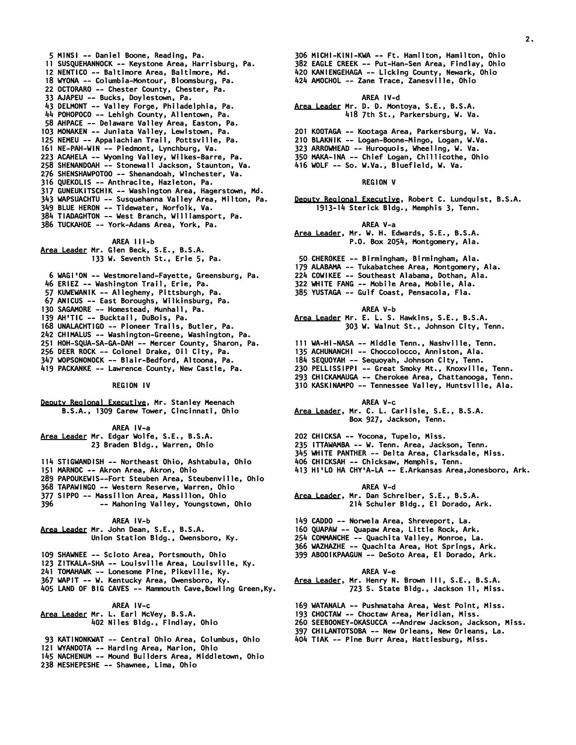5 MINSI -- Daniel Boone, Reading, Pa.
11 SUSQUEHANNOCK -- Keystone Area, Harrisburg, Pa.
12 NENTICO -- Baltimore Area, Baltimore, Md.
18 WYONA -- Columbia-Montour, Bloomsburg, Pa.
22 OCTORARO -- Chester County, Chester, Pa.
33 AJAPEU -- Bucks, Doylestown, Pa.
43 DELMONT -- Valley Forge, Philadelphia, Pa.
44 POHOPOCO -- Lehigh County, Allentown, Pa.
58 AHPACE -- Delaware Valley Area, Easton, Pa.
103 MONAKEN -- Juniata Valley, Lewistown, Pa.
125 NEMEU -- Appalachian Trail, Pottsville, Pa.
161 NE-PAH-WIN -- Piedmont, Lynchburg, Va.
223 ACAHELA -- Wyoming Valley, Wilkes-Barre, Pa.
258 SHENANDOAH -- Stonewall Jackson, Staunton, Va.
276 SHENSHAWPOTOO -- Shenandoah, Winchester, Va.
316 QUEKOLIS -- Anthracite, Hazleton, Pa.
317 GUNEUKITSCHIK -- Washington Area, Hagerstown, Md.
343 WAPSUACHTU -- Susquehanna Valley Area, Milton, Pa.
349 BLUE HERON -- Tidewater, Norfolk, Va.
384 TIADAGHTON -- West Branch, Williamsport, Pa.
386 TUCKAHOE -- York-Adams Area, York, Pa.

AREA III-b

Area Leader Mr. Glen Beck, S.E., B.S.A.
133 W. Seventh St., Erie 5, Pa.

6 WAGI'ON -- Westmoreland-Fayette, Greensburg, Pa.
46 ERIEZ -- Washington Trail, Erie, Pa.
57 KUWEWANIK -- Allegheny, Pittsburgh, Pa.
67 ANICUS -- East Boroughs, Wilkinsburg, Pa.
130 SAGAMORE -- Homestead, Munhall, Pa.
139 AH'TIC -- Bucktail, DuBois, Pa.
168 UNALACHTIGO -- Pioneer Trails, Butler, Pa.
242 CHIMALUS -- Washington-Greene, Washington, Pa.
251 HOH-SQUA-SA-GA-DAH -- Mercer County, Sharon, Pa.
256 DEER ROCK -- Colonel Drake, Oil City, Pa.
347 WOPSONONOCK -- Blair-Bedford, Altoona, Pa.
419 PACKANKE -- Lawrence County, New Castle, Pa.

REGION IV

Deputy Regional Executive, Mr. Stanley Meenach
B.S.A., 1309 Carew Tower, Cincinnati, Ohio

AREA IV-a

Area Leader Mr. Edgar Wolfe, S.E., B.S.A.
23 Braden Bldg., Warren, Ohio

114 STIGWANDISH -- Northeast Ohio, Ashtabula, Ohio
151 MARNOC -- Akron Area, Akron, Ohio
289 PAPOUKEWIS--Fort Steuben Area, Steubenville, Ohio
368 TAPAWINGO -- Western Reserve, Warren, Ohio
377 SIPPO -- Massillon Area, Massillon, Ohio
396 -- Mahoning Valley, Youngstown, Ohio

AREA IV-b

Area Leader Mr. John Dean, S.E., B.S.A.
Union Station Bldg., Owensboro, Ky.

109 SHAWNEE -- Scioto Area, Portsmouth, Ohio
123 ZITKALA-SHA -- Louisville Area, Louisville, Ky.
241 TOMAHAWK -- Lonesome Pine, Pikeville, Ky.
367 WAPIT -- W. Kentucky Area, Owensboro, Ky.
405 LAND OF BIG CAVES -- Mammouth Cave,Bowling Green,Ky.

AREA IV-c

Area Leader Mr. L. Earl McVey, B.S.A.
402 Niles Bldg., Findlay, Ohio

93 KATINONKWAT -- Central Ohio Area, Columbus, Ohio
121 WYANDOTA -- Harding Area, Marion, Ohio
145 NACHENUM -- Mound Builders Area, Middletown, Ohio
238 MESHEPESHE -- Shawnee, Lima, Ohio
306 MICHI-KINI-KWA -- Ft. Hamilton, Hamilton, Ohio
382 EAGLE CREEK -- Put-Han-Sen Area, Findlay, Ohio
420 KANIENGEHAGA -- Licking County, Newark, Ohio
424 AMOCHOL -- Zane Trace, Zanesville, Ohio

AREA IV-d

Area Leader Mr. D. D. Montoya, S.E., B.S.A.
418 7th St., Parkersburg, W. Va.

201 KOOTAGA -- Kootaga Area, Parkersburg, W. Va.
210 BLAKNIK -- Logan-Boone-Mingo, Logan, W.Va.
323 ARROWHEAD -- Huroquois, Wheeling, W. Va.
350 MAKA-INA -- Chief Logan, Chillicothe, Ohio
416 WOLF -- So. W.Va., Bluefield, W. Va.

REGION V

Deputy Regional Executive, Robert C. Lundquist, B.S.A.
1913-14 Sterick Bldg., Memphis 3, Tenn.

AREA V-a

Area Leader, Mr. W. H. Edwards, S.E., B.S.A.
P.O. Box 2054, Montgomery, Ala.

50 CHEROKEE -- Birmingham, Birmingham, Ala.
179 ALABAMA -- Tukabatchee Area, Montgomery, Ala.
224 COWIKEE -- Southeast Alabama, Dothan, Ala.
322 WHITE FANG -- Mobile Area, Mobile, Ala.
385 YUSTAGA -- Gulf Coast, Pensacola, Fla.

AREA V-b

Area Leader Mr. E. L. S. Hawkins, S.E., B.S.A.
303 W. Walnut St., Johnson City, Tenn.

111 WA-HI-NASA -- Middle Tenn., Nashville, Tenn.
135 ACHUNANCHI -- Choccolocco, Anniston, Ala.
184 SEQUOYAH -- Sequoyah, Johnson City, Tenn.
230 PELLISSIPPI -- Great Smoky Mt., Knoxville, Tenn.
293 CHICKAMAUGA -- Cherokee Area, Chattanooga, Tenn.
310 KASKINAMPO -- Tennessee Valley, Huntsville, Ala.

AREA V-c

Area Leader, Mr. C. L. Carlisle, S.E., B.S.A.
Box 927, Jackson, Tenn.

202 CHICKSA -- Yocona, Tupelo, Miss.
235 ITTAWAMBA -- W. Tenn. Area, Jackson, Tenn.
345 WHITE PANTHER -- Delta Area, Clarksdale, Miss.
406 CHICKSAH -- Chicksaw, Memphis, Tenn.
413 HI'LO HA CHY'A-LA -- E.Arkansas Area,Jonesboro, Ark.

AREA V-d

Area Leader, Mr. Dan Schreiber, S.E., B.S.A.
214 Schuler Bldg., El Dorado, Ark.

149 CADDO -- Norwela Area, Shreveport, La.
160 QUAPAW -- Quapaw Area, Little Rock, Ark.
254 COMMANCHE -- Quachita Valley, Monroe, La.
366 WAZHAZHE -- Quachita Area, Hot Springs, Ark.
399 ABOOIKPAAGUN -- DeSoto Area, El Dorado, Ark.

AREA V-e

Area Leader, Mr. Henry N. Brown III, S.E., B.S.A.
723 S. State Bldg., Jackson 11, Miss.

169 WATANALA -- Pushmataha Area, West Point, Miss.
193 CHOCTAW -- Choctaw Area, Meridian, Miss.
260 SEEBOONEY-OKASUCCA --Andrew Jackson, Jackson, Miss.
397 CHILANTOTSOBA -- New Orleans, New Orleans, La.
404 TIAK -- Pine Burr Area, Hattiesburg, Miss.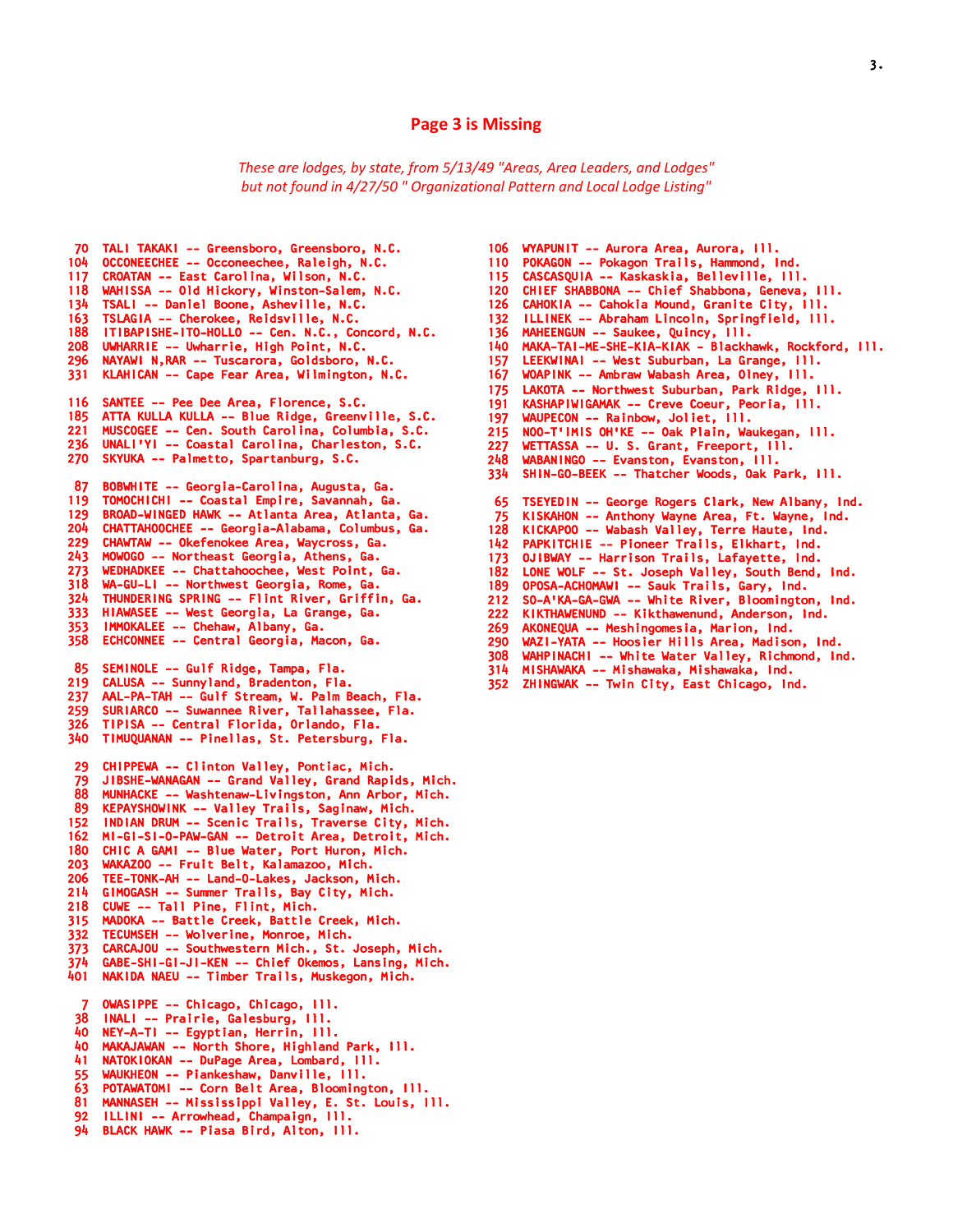## Page 3 is Missing

*These are lodges, by state, from 5/13/49 "Areas, Area Leaders, and Lodges" but not found in 4/27/50 " Organizational Pattern and Local Lodge Listing"*

70 TALI TAKAKI -- Greensboro, Greensboro, N.C.
104 OCCONEECHEE -- Occoneechee, Raleigh, N.C.
117 CROATAN -- East Carolina, Wilson, N.C.
118 WAHISSA -- Old Hickory, Winston-Salem, N.C.
134 TSALI -- Daniel Boone, Asheville, N.C.
163 TSLAGIA -- Cherokee, Reidsville, N.C.
188 ITIBAPISHE-ITO-HOLLO -- Cen. N.C., Concord, N.C.
208 UWHARRIE -- Uwharrie, High Point, N.C.
296 NAYAWI N,RAR -- Tuscarora, Goldsboro, N.C.
331 KLAHICAN -- Cape Fear Area, Wilmington, N.C.

116 SANTEE -- Pee Dee Area, Florence, S.C.
185 ATTA KULLA KULLA -- Blue Ridge, Greenville, S.C.
221 MUSCOGEE -- Cen. South Carolina, Columbia, S.C.
236 UNALI'YI -- Coastal Carolina, Charleston, S.C.
270 SKYUKA -- Palmetto, Spartanburg, S.C.

87 BOBWHITE -- Georgia-Carolina, Augusta, Ga.
119 TOMOCHICHI -- Coastal Empire, Savannah, Ga.
129 BROAD-WINGED HAWK -- Atlanta Area, Atlanta, Ga.
204 CHATTAHOOCHEE -- Georgia-Alabama, Columbus, Ga.
229 CHAWTAW -- Okefenokee Area, Waycross, Ga.
243 MOWOGO -- Northeast Georgia, Athens, Ga.
273 WEDHADKEE -- Chattahoochee, West Point, Ga.
318 WA-GU-LI -- Northwest Georgia, Rome, Ga.
324 THUNDERING SPRING -- Flint River, Griffin, Ga.
333 HIAWASEE -- West Georgia, La Grange, Ga.
353 IMMOKALEE -- Chehaw, Albany, Ga.
358 ECHCONNEE -- Central Georgia, Macon, Ga.

85 SEMINOLE -- Gulf Ridge, Tampa, Fla.
219 CALUSA -- Sunnyland, Bradenton, Fla.
237 AAL-PA-TAH -- Gulf Stream, W. Palm Beach, Fla.
259 SURIARCO -- Suwannee River, Tallahassee, Fla.
326 TIPISA -- Central Florida, Orlando, Fla.
340 TIMUQUANAN -- Pinellas, St. Petersburg, Fla.

29 CHIPPEWA -- Clinton Valley, Pontiac, Mich.
79 JIBSHE-WANAGAN -- Grand Valley, Grand Rapids, Mich.
88 MUNHACKE -- Washtenaw-Livingston, Ann Arbor, Mich.
89 KEPAYSHOWINK -- Valley Trails, Saginaw, Mich.
152 INDIAN DRUM -- Scenic Trails, Traverse City, Mich.
162 MI-GI-SI-O-PAW-GAN -- Detroit Area, Detroit, Mich.
180 CHIC A GAMI -- Blue Water, Port Huron, Mich.
203 WAKAZOO -- Fruit Belt, Kalamazoo, Mich.
206 TEE-TONK-AH -- Land-O-Lakes, Jackson, Mich.
214 GIMOGASH -- Summer Trails, Bay City, Mich.
218 CUWE -- Tall Pine, Flint, Mich.
315 MADOKA -- Battle Creek, Battle Creek, Mich.
332 TECUMSEH -- Wolverine, Monroe, Mich.
373 CARCAJOU -- Southwestern Mich., St. Joseph, Mich.
374 GABE-SHI-GI-JI-KEN -- Chief Okemos, Lansing, Mich.
401 NAKIDA NAEU -- Timber Trails, Muskegon, Mich.

7 OWASIPPE -- Chicago, Chicago, Ill.
38 INALI -- Prairie, Galesburg, Ill.
40 NEY-A-TI -- Egyptian, Herrin, Ill.
40 MAKAJAWAN -- North Shore, Highland Park, Ill.
41 NATOKIOKAN -- DuPage Area, Lombard, Ill.
55 WAUKHEON -- Piankeshaw, Danville, Ill.
63 POTAWATOMI -- Corn Belt Area, Bloomington, Ill.
81 MANNASEH -- Mississippi Valley, E. St. Louis, Ill.
92 ILLINI -- Arrowhead, Champaign, Ill.
94 BLACK HAWK -- Piasa Bird, Alton, Ill.
106 WYAPUNIT -- Aurora Area, Aurora, Ill.
110 POKAGON -- Pokagon Trails, Hammond, Ind.
115 CASCASQUIA -- Kaskaskia, Belleville, Ill.
120 CHIEF SHABBONA -- Chief Shabbona, Geneva, Ill.
126 CAHOKIA -- Cahokia Mound, Granite City, Ill.
132 ILLINEK -- Abraham Lincoln, Springfield, Ill.
136 MAHEENGUN -- Saukee, Quincy, Ill.
140 MAKA-TAI-ME-SHE-KIA-KIAK - Blackhawk, Rockford, Ill.
157 LEEKWINAI -- West Suburban, La Grange, Ill.
167 WOAPINK -- Ambraw Wabash Area, Olney, Ill.
175 LAKOTA -- Northwest Suburban, Park Ridge, Ill.
191 KASHAPIWIGAMAK -- Creve Coeur, Peoria, Ill.
197 WAUPECON -- Rainbow, Joliet, Ill.
215 NOO-T'IMIS OH'KE -- Oak Plain, Waukegan, Ill.
227 WETTASSA -- U. S. Grant, Freeport, Ill.
248 WABANINGO -- Evanston, Evanston, Ill.
334 SHIN-GO-BEEK -- Thatcher Woods, Oak Park, Ill.

65 TSEYEDIN -- George Rogers Clark, New Albany, Ind.
75 KISKAHON -- Anthony Wayne Area, Ft. Wayne, Ind.
128 KICKAPOO -- Wabash Valley, Terre Haute, Ind.
142 PAPKITCHIE -- Pioneer Trails, Elkhart, Ind.
173 OJIBWAY -- Harrison Trails, Lafayette, Ind.
182 LONE WOLF -- St. Joseph Valley, South Bend, Ind.
189 OPOSA-ACHOMAWI -- Sauk Trails, Gary, Ind.
212 SO-A'KA-GA-GWA -- White River, Bloomington, Ind.
222 KIKTHAWENUND -- Kikthawenund, Anderson, Ind.
269 AKONEQUA -- Meshingomesia, Marion, Ind.
290 WAZI-YATA -- Hoosier Hills Area, Madison, Ind.
308 WAHPINACHI -- White Water Valley, Richmond, Ind.
314 MISHAWAKA -- Mishawaka, Mishawaka, Ind.
352 ZHINGWAK -- Twin City, East Chicago, Ind.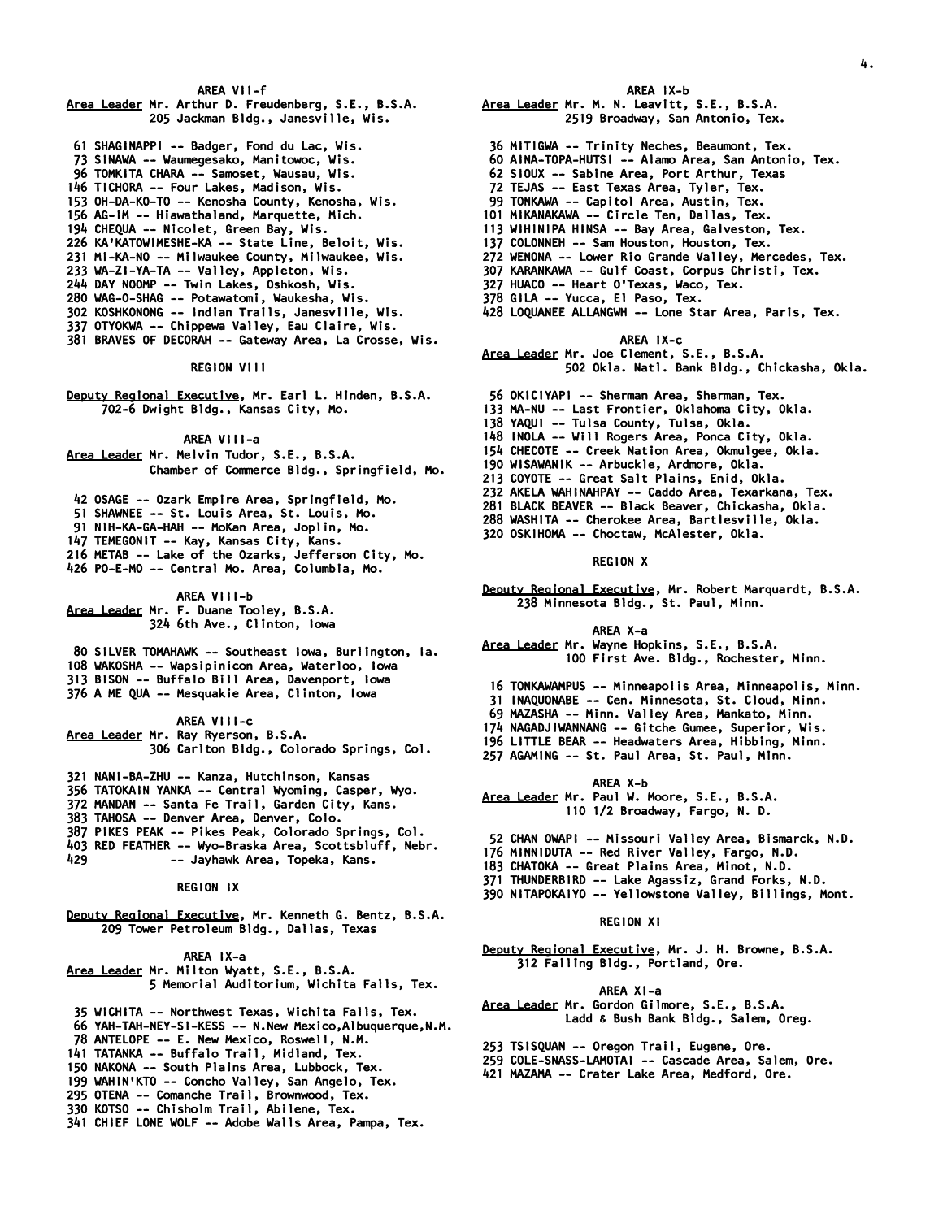### AREA VII-f

Area Leader Mr. Arthur D. Freudenberg, S.E., B.S.A.
205 Jackman Bldg., Janesville, Wis.

- 61 SHAGINAPPI -- Badger, Fond du Lac, Wis.
- 73 SINAWA -- Waumegesako, Manitowoc, Wis.
- 96 TOMKITA CHARA -- Samoset, Wausau, Wis.
- 146 TICHORA -- Four Lakes, Madison, Wis.
- 153 OH-DA-KO-TO -- Kenosha County, Kenosha, Wis.
- 156 AG-IM -- Hiawathaland, Marquette, Mich.
- 194 CHEQUA -- Nicolet, Green Bay, Wis.
- 226 KA'KATOWIMESHE-KA -- State Line, Beloit, Wis.
- 231 MI-KA-NO -- Milwaukee County, Milwaukee, Wis.
- 233 WA-ZI-YA-TA -- Valley, Appleton, Wis.
- 244 DAY NOOMP -- Twin Lakes, Oshkosh, Wis.
- 280 WAG-O-SHAG -- Potawatomi, Waukesha, Wis.
- 302 KOSHKONONG -- Indian Trails, Janesville, Wis.
- 337 OTYOKWA -- Chippewa Valley, Eau Claire, Wis.
- 381 BRAVES OF DECORAH -- Gateway Area, La Crosse, Wis.

## REGION VIII

Deputy Regional Executive, Mr. Earl L. Hinden, B.S.A.
702-6 Dwight Bldg., Kansas City, Mo.

### AREA VIII-a

Area Leader Mr. Melvin Tudor, S.E., B.S.A.
Chamber of Commerce Bldg., Springfield, Mo.

- 42 OSAGE -- Ozark Empire Area, Springfield, Mo.
- 51 SHAWNEE -- St. Louis Area, St. Louis, Mo.
- 91 NIH-KA-GA-HAH -- MoKan Area, Joplin, Mo.
- 147 TEMEGONIT -- Kay, Kansas City, Kans.
- 216 METAB -- Lake of the Ozarks, Jefferson City, Mo.
- 426 PO-E-MO -- Central Mo. Area, Columbia, Mo.

### AREA VIII-b

Area Leader Mr. F. Duane Tooley, B.S.A.
324 6th Ave., Clinton, Iowa

- 80 SILVER TOMAHAWK -- Southeast Iowa, Burlington, Ia.
- 108 WAKOSHA -- Wapsipinicon Area, Waterloo, Iowa
- 313 BISON -- Buffalo Bill Area, Davenport, Iowa
- 376 A ME QUA -- Mesquakie Area, Clinton, Iowa

### AREA VIII-c

Area Leader Mr. Ray Ryerson, B.S.A.
306 Carlton Bldg., Colorado Springs, Col.

- 321 NANI-BA-ZHU -- Kanza, Hutchinson, Kansas
- 356 TATOKAIN YANKA -- Central Wyoming, Casper, Wyo.
- 372 MANDAN -- Santa Fe Trail, Garden City, Kans.
- 383 TAHOSA -- Denver Area, Denver, Colo.
- 387 PIKES PEAK -- Pikes Peak, Colorado Springs, Col.
- 403 RED FEATHER -- Wyo-Braska Area, Scottsbluff, Nebr.
- 429 -- Jayhawk Area, Topeka, Kans.

## REGION IX

Deputy Regional Executive, Mr. Kenneth G. Bentz, B.S.A.
209 Tower Petroleum Bldg., Dallas, Texas

### AREA IX-a

Area Leader Mr. Milton Wyatt, S.E., B.S.A.
5 Memorial Auditorium, Wichita Falls, Tex.

- 35 WICHITA -- Northwest Texas, Wichita Falls, Tex.
- 66 YAH-TAH-NEY-SI-KESS -- N.New Mexico,Albuquerque,N.M.
- 78 ANTELOPE -- E. New Mexico, Roswell, N.M.
- 141 TATANKA -- Buffalo Trail, Midland, Tex.
- 150 NAKONA -- South Plains Area, Lubbock, Tex.
- 199 WAHIN'KTO -- Concho Valley, San Angelo, Tex.
- 295 OTENA -- Comanche Trail, Brownwood, Tex.
- 330 KOTSO -- Chisholm Trail, Abilene, Tex.
- 341 CHIEF LONE WOLF -- Adobe Walls Area, Pampa, Tex.

### AREA IX-b

Area Leader Mr. M. N. Leavitt, S.E., B.S.A.
2519 Broadway, San Antonio, Tex.

- 36 MITIGWA -- Trinity Neches, Beaumont, Tex.
- 60 AINA-TOPA-HUTSI -- Alamo Area, San Antonio, Tex.
- 62 SIOUX -- Sabine Area, Port Arthur, Texas
- 72 TEJAS -- East Texas Area, Tyler, Tex.
- 99 TONKAWA -- Capitol Area, Austin, Tex.
- 101 MIKANAKAWA -- Circle Ten, Dallas, Tex.
- 113 WIHINIPA HINSA -- Bay Area, Galveston, Tex.
- 137 COLONNEH -- Sam Houston, Houston, Tex.
- 272 WENONA -- Lower Rio Grande Valley, Mercedes, Tex.
- 307 KARANKAWA -- Gulf Coast, Corpus Christi, Tex.
- 327 HUACO -- Heart O'Texas, Waco, Tex.
- 378 GILA -- Yucca, El Paso, Tex.
- 428 LOQUANEE ALLANGWH -- Lone Star Area, Paris, Tex.

### AREA IX-c

Area Leader Mr. Joe Clement, S.E., B.S.A.
502 Okla. Natl. Bank Bldg., Chickasha, Okla.

- 56 OKICIYAPI -- Sherman Area, Sherman, Tex.
- 133 MA-NU -- Last Frontier, Oklahoma City, Okla.
- 138 YAQUI -- Tulsa County, Tulsa, Okla.
- 148 INOLA -- Will Rogers Area, Ponca City, Okla.
- 154 CHECOTE -- Creek Nation Area, Okmulgee, Okla.
- 190 WISAWANIK -- Arbuckle, Ardmore, Okla.
- 213 COYOTE -- Great Salt Plains, Enid, Okla.
- 232 AKELA WAHINAHPAY -- Caddo Area, Texarkana, Tex.
- 281 BLACK BEAVER -- Black Beaver, Chickasha, Okla.
- 288 WASHITA -- Cherokee Area, Bartlesville, Okla.
- 320 OSKIHOMA -- Choctaw, McAlester, Okla.

## REGION X

Deputy Regional Executive, Mr. Robert Marquardt, B.S.A.
238 Minnesota Bldg., St. Paul, Minn.

### AREA X-a

Area Leader Mr. Wayne Hopkins, S.E., B.S.A.
100 First Ave. Bldg., Rochester, Minn.

- 16 TONKAWAMPUS -- Minneapolis Area, Minneapolis, Minn.
- 31 INAQUONABE -- Cen. Minnesota, St. Cloud, Minn.
- 69 MAZASHA -- Minn. Valley Area, Mankato, Minn.
- 174 NAGADJIWANNANG -- Gitche Gumee, Superior, Wis.
- 196 LITTLE BEAR -- Headwaters Area, Hibbing, Minn.
- 257 AGAMING -- St. Paul Area, St. Paul, Minn.

### AREA X-b

Area Leader Mr. Paul W. Moore, S.E., B.S.A.
110 1/2 Broadway, Fargo, N. D.

- 52 CHAN OWAPI -- Missouri Valley Area, Bismarck, N.D.
- 176 MINNIDUTA -- Red River Valley, Fargo, N.D.
- 183 CHATOKA -- Great Plains Area, Minot, N.D.
- 371 THUNDERBIRD -- Lake Agassiz, Grand Forks, N.D.
- 390 NITAPOKAIYO -- Yellowstone Valley, Billings, Mont.

## REGION XI

Deputy Regional Executive, Mr. J. H. Browne, B.S.A.
312 Failing Bldg., Portland, Ore.

### AREA XI-a

Area Leader Mr. Gordon Gilmore, S.E., B.S.A.
Ladd & Bush Bank Bldg., Salem, Oreg.

- 253 TSISQUAN -- Oregon Trail, Eugene, Ore.
- 259 COLE-SNASS-LAMOTAI -- Cascade Area, Salem, Ore.
- 421 MAZAMA -- Crater Lake Area, Medford, Ore.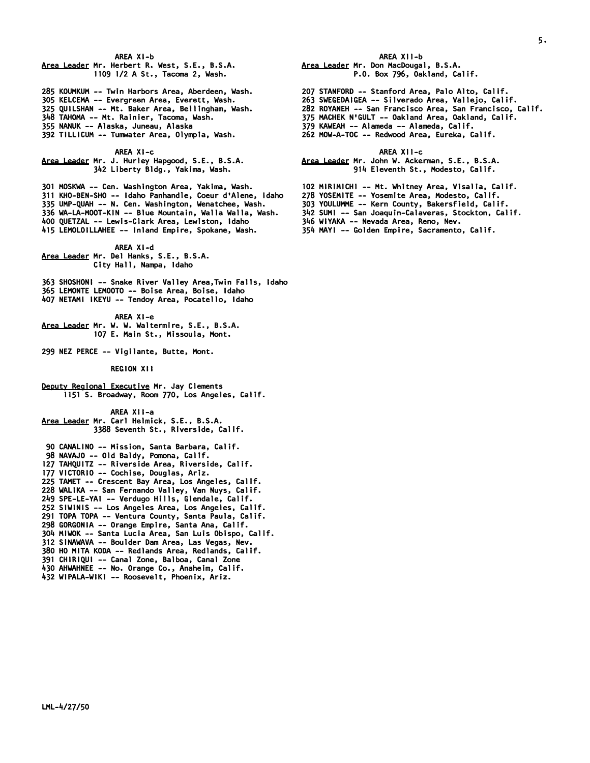### AREA XI-b

Area Leader Mr. Herbert R. West, S.E., B.S.A.
1109 1/2 A St., Tacoma 2, Wash.

285 KOUMKUM -- Twin Harbors Area, Aberdeen, Wash.
305 KELCEMA -- Evergreen Area, Everett, Wash.
325 QUILSHAN -- Mt. Baker Area, Bellingham, Wash.
348 TAHOMA -- Mt. Rainier, Tacoma, Wash.
355 NANUK -- Alaska, Juneau, Alaska
392 TILLICUM -- Tumwater Area, Olympia, Wash.

### AREA XI-c

Area Leader Mr. J. Hurley Hapgood, S.E., B.S.A.
342 Liberty Bldg., Yakima, Wash.

301 MOSKWA -- Cen. Washington Area, Yakima, Wash.
311 KHO-BEN-SHO -- Idaho Panhandle, Coeur d'Alene, Idaho
335 UMP-QUAH -- N. Cen. Washington, Wenatchee, Wash.
336 WA-LA-MOOT-KIN -- Blue Mountain, Walla Walla, Wash.
400 QUETZAL -- Lewis-Clark Area, Lewiston, Idaho
415 LEMOLOILLAHEE -- Inland Empire, Spokane, Wash.

### AREA XI-d

Area Leader Mr. Del Hanks, S.E., B.S.A.
City Hall, Nampa, Idaho

363 SHOSHONI -- Snake River Valley Area,Twin Falls, Idaho
365 LEMONTE LEMOOTO -- Boise Area, Boise, Idaho
407 NETAMI IKEYU -- Tendoy Area, Pocatello, Idaho

### AREA XI-e

Area Leader Mr. W. W. Waltermire, S.E., B.S.A.
107 E. Main St., Missoula, Mont.

299 NEZ PERCE -- Vigilante, Butte, Mont.

## REGION XII

Deputy Regional Executive Mr. Jay Clements
1151 S. Broadway, Room 770, Los Angeles, Calif.

### AREA XII-a

Area Leader Mr. Carl Helmick, S.E., B.S.A.
3388 Seventh St., Riverside, Calif.

90 CANALINO -- Mission, Santa Barbara, Calif.
98 NAVAJO -- Old Baldy, Pomona, Calif.
127 TAHQUITZ -- Riverside Area, Riverside, Calif.
177 VICTORIO -- Cochise, Douglas, Ariz.
225 TAMET -- Crescent Bay Area, Los Angeles, Calif.
228 WALIKA -- San Fernando Valley, Van Nuys, Calif.
249 SPE-LE-YAI -- Verdugo Hills, Glendale, Calif.
252 SIWINIS -- Los Angeles Area, Los Angeles, Calif.
291 TOPA TOPA -- Ventura County, Santa Paula, Calif.
298 GORGONIA -- Orange Empire, Santa Ana, Calif.
304 MIWOK -- Santa Lucia Area, San Luis Obispo, Calif.
312 SINAWAVA -- Boulder Dam Area, Las Vegas, Nev.
380 HO MITA KODA -- Redlands Area, Redlands, Calif.
391 CHIRIQUI -- Canal Zone, Balboa, Canal Zone
430 AHWAHNEE -- No. Orange Co., Anaheim, Calif.
432 WIPALA-WIKI -- Roosevelt, Phoenix, Ariz.

### AREA XII-b

Area Leader Mr. Don MacDougal, B.S.A.
P.O. Box 796, Oakland, Calif.

207 STANFORD -- Stanford Area, Palo Alto, Calif.
263 SWEGEDAIGEA -- Silverado Area, Vallejo, Calif.
282 ROYANEH -- San Francisco Area, San Francisco, Calif.
375 MACHEK N'GULT -- Oakland Area, Oakland, Calif.
379 KAWEAH -- Alameda -- Alameda, Calif.
262 MOW-A-TOC -- Redwood Area, Eureka, Calif.

### AREA XII-c

Area Leader Mr. John W. Ackerman, S.E., B.S.A.
914 Eleventh St., Modesto, Calif.

102 MIRIMICHI -- Mt. Whitney Area, Visalia, Calif.
278 YOSEMITE -- Yosemite Area, Modesto, Calif.
303 YOULUMME -- Kern County, Bakersfield, Calif.
342 SUMI -- San Joaquin-Calaveras, Stockton, Calif.
346 WIYAKA -- Nevada Area, Reno, Nev.
354 MAYI -- Golden Empire, Sacramento, Calif.

LML-4/27/50